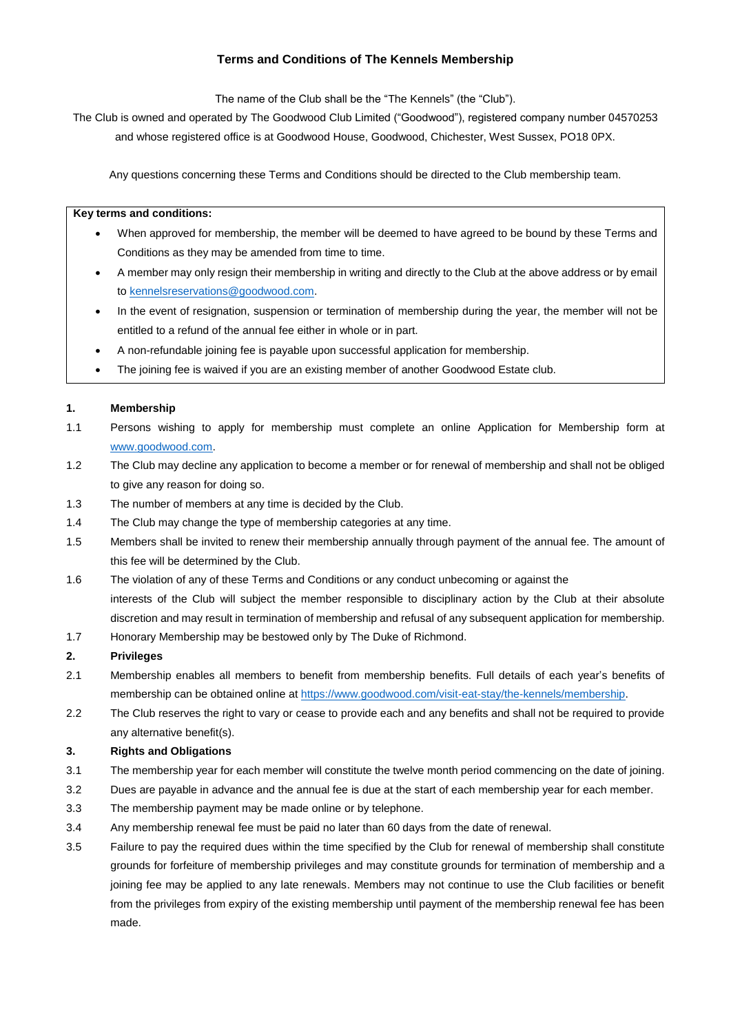# Terms and Conditions of The Kennels Membership

The name of the Club shall be the "The Kennels" (the "Club").

The Club is owned and operated by The Goodwood Club Limited ("Goodwood"), registered company number 04570253 and whose registered office is at Goodwood House, Goodwood, Chichester, West Sussex, PO18 0PX.

Any questions concerning these Terms and Conditions should be directed to the Club membership team.

**Key terms and conditions:**

- When approved for membership, the member will be deemed to have agreed to be bound by these Terms and Conditions as they may be amended from time to time.
- A member may only resign their membership in writing and directly to the Club at the above address or by email to kennelsreservations@goodwood.com.
- In the event of resignation, suspension or termination of membership during the year, the member will not be entitled to a refund of the annual fee either in whole or in part.
- A non-refundable joining fee is payable upon successful application for membership.
- The joining fee is waived if you are an existing member of another Goodwood Estate club.

**1. Membership**

1.1 Persons wishing to apply for membership must complete an online Application for Membership form at www.goodwood.com.

1.2 The Club may decline any application to become a member or for renewal of membership and shall not be obliged to give any reason for doing so.

1.3 The number of members at any time is decided by the Club.

1.4 The Club may change the type of membership categories at any time.

1.5 Members shall be invited to renew their membership annually through payment of the annual fee. The amount of this fee will be determined by the Club.

1.6 The violation of any of these Terms and Conditions or any conduct unbecoming or against the interests of the Club will subject the member responsible to disciplinary action by the Club at their absolute discretion and may result in termination of membership and refusal of any subsequent application for membership.

1.7 Honorary Membership may be bestowed only by The Duke of Richmond.

**2. Privileges**

2.1 Membership enables all members to benefit from membership benefits. Full details of each year's benefits of membership can be obtained online at https://www.goodwood.com/visit-eat-stay/the-kennels/membership.

2.2 The Club reserves the right to vary or cease to provide each and any benefits and shall not be required to provide any alternative benefit(s).

**3. Rights and Obligations**

3.1 The membership year for each member will constitute the twelve month period commencing on the date of joining.

3.2 Dues are payable in advance and the annual fee is due at the start of each membership year for each member.

3.3 The membership payment may be made online or by telephone.

3.4 Any membership renewal fee must be paid no later than 60 days from the date of renewal.

3.5 Failure to pay the required dues within the time specified by the Club for renewal of membership shall constitute grounds for forfeiture of membership privileges and may constitute grounds for termination of membership and a joining fee may be applied to any late renewals. Members may not continue to use the Club facilities or benefit from the privileges from expiry of the existing membership until payment of the membership renewal fee has been made.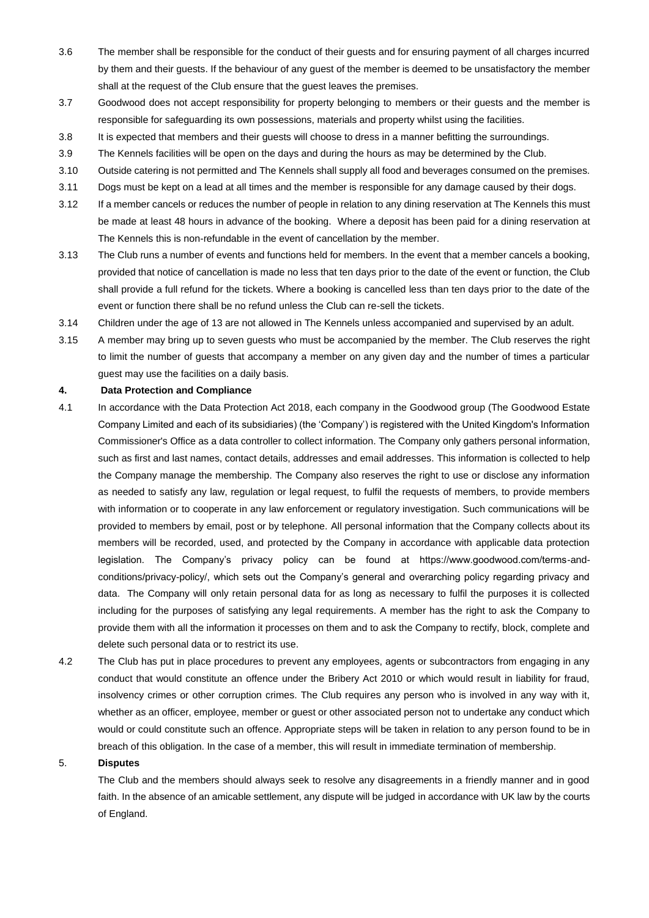3.6 The member shall be responsible for the conduct of their guests and for ensuring payment of all charges incurred by them and their guests. If the behaviour of any guest of the member is deemed to be unsatisfactory the member shall at the request of the Club ensure that the guest leaves the premises.

3.7 Goodwood does not accept responsibility for property belonging to members or their guests and the member is responsible for safeguarding its own possessions, materials and property whilst using the facilities.

3.8 It is expected that members and their guests will choose to dress in a manner befitting the surroundings.

3.9 The Kennels facilities will be open on the days and during the hours as may be determined by the Club.

3.10 Outside catering is not permitted and The Kennels shall supply all food and beverages consumed on the premises.

3.11 Dogs must be kept on a lead at all times and the member is responsible for any damage caused by their dogs.

3.12 If a member cancels or reduces the number of people in relation to any dining reservation at The Kennels this must be made at least 48 hours in advance of the booking. Where a deposit has been paid for a dining reservation at The Kennels this is non-refundable in the event of cancellation by the member.

3.13 The Club runs a number of events and functions held for members. In the event that a member cancels a booking, provided that notice of cancellation is made no less that ten days prior to the date of the event or function, the Club shall provide a full refund for the tickets. Where a booking is cancelled less than ten days prior to the date of the event or function there shall be no refund unless the Club can re-sell the tickets.

3.14 Children under the age of 13 are not allowed in The Kennels unless accompanied and supervised by an adult.

3.15 A member may bring up to seven guests who must be accompanied by the member. The Club reserves the right to limit the number of guests that accompany a member on any given day and the number of times a particular guest may use the facilities on a daily basis.

## 4. Data Protection and Compliance

4.1 In accordance with the Data Protection Act 2018, each company in the Goodwood group (The Goodwood Estate Company Limited and each of its subsidiaries) (the 'Company') is registered with the United Kingdom's Information Commissioner's Office as a data controller to collect information. The Company only gathers personal information, such as first and last names, contact details, addresses and email addresses. This information is collected to help the Company manage the membership. The Company also reserves the right to use or disclose any information as needed to satisfy any law, regulation or legal request, to fulfil the requests of members, to provide members with information or to cooperate in any law enforcement or regulatory investigation. Such communications will be provided to members by email, post or by telephone. All personal information that the Company collects about its members will be recorded, used, and protected by the Company in accordance with applicable data protection legislation. The Company's privacy policy can be found at https://www.goodwood.com/terms-and-conditions/privacy-policy/, which sets out the Company's general and overarching policy regarding privacy and data. The Company will only retain personal data for as long as necessary to fulfil the purposes it is collected including for the purposes of satisfying any legal requirements. A member has the right to ask the Company to provide them with all the information it processes on them and to ask the Company to rectify, block, complete and delete such personal data or to restrict its use.

4.2 The Club has put in place procedures to prevent any employees, agents or subcontractors from engaging in any conduct that would constitute an offence under the Bribery Act 2010 or which would result in liability for fraud, insolvency crimes or other corruption crimes. The Club requires any person who is involved in any way with it, whether as an officer, employee, member or guest or other associated person not to undertake any conduct which would or could constitute such an offence. Appropriate steps will be taken in relation to any person found to be in breach of this obligation. In the case of a member, this will result in immediate termination of membership.

## 5. Disputes

The Club and the members should always seek to resolve any disagreements in a friendly manner and in good faith. In the absence of an amicable settlement, any dispute will be judged in accordance with UK law by the courts of England.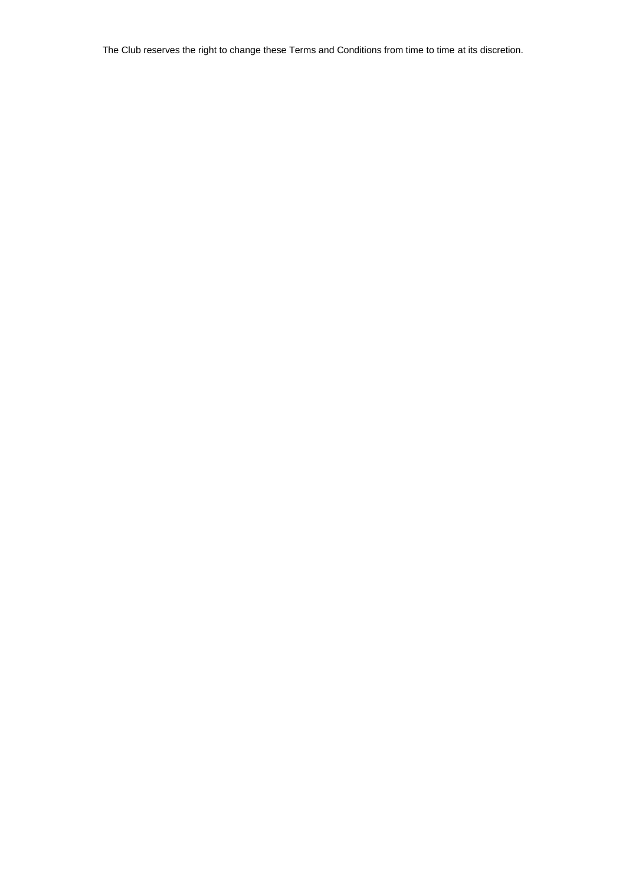The Club reserves the right to change these Terms and Conditions from time to time at its discretion.